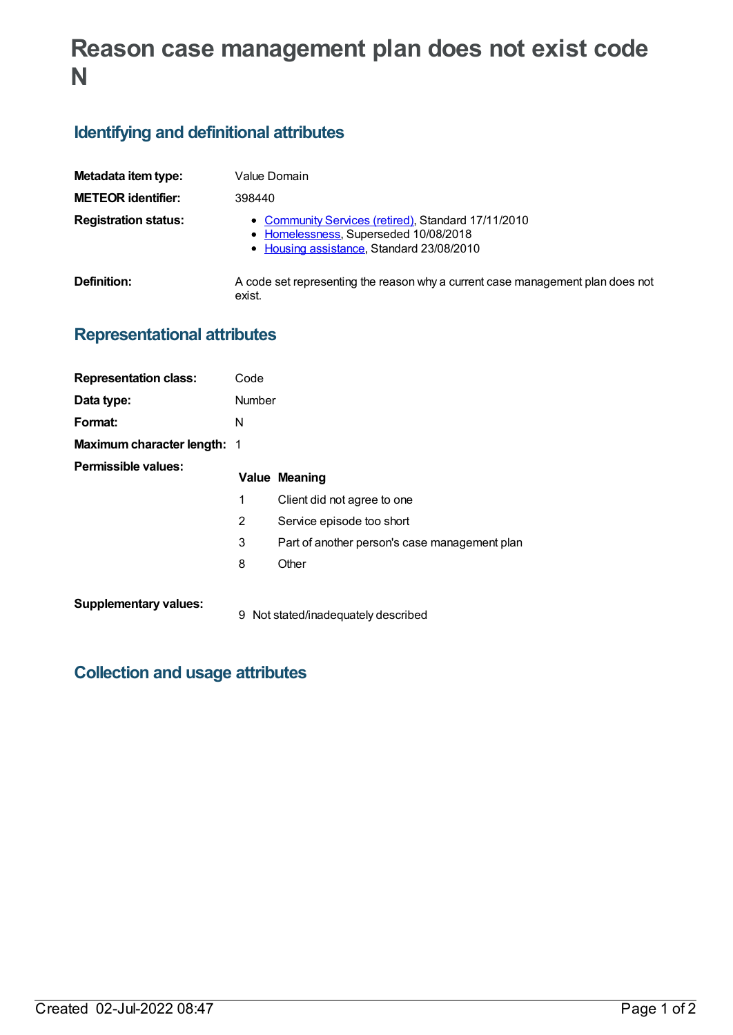# Reason case management plan does not exist code N

## Identifying and definitional attributes

**Metadata item type:** Value Domain

**METEOR identifier:** 398440

**Registration status:**

- Community Services (retired), Standard 17/11/2010
- Homelessness, Superseded 10/08/2018
- Housing assistance, Standard 23/08/2010

**Definition:** A code set representing the reason why a current case management plan does not exist.

## Representational attributes

**Representation class:** Code

**Data type:** Number

**Format:** N

**Maximum character length:** 1

**Permissible values:**

| Value | Meaning |
|---|---|
| 1 | Client did not agree to one |
| 2 | Service episode too short |
| 3 | Part of another person's case management plan |
| 8 | Other |

**Supplementary values:**

| Value | Meaning |
|---|---|
| 9 | Not stated/inadequately described |

## Collection and usage attributes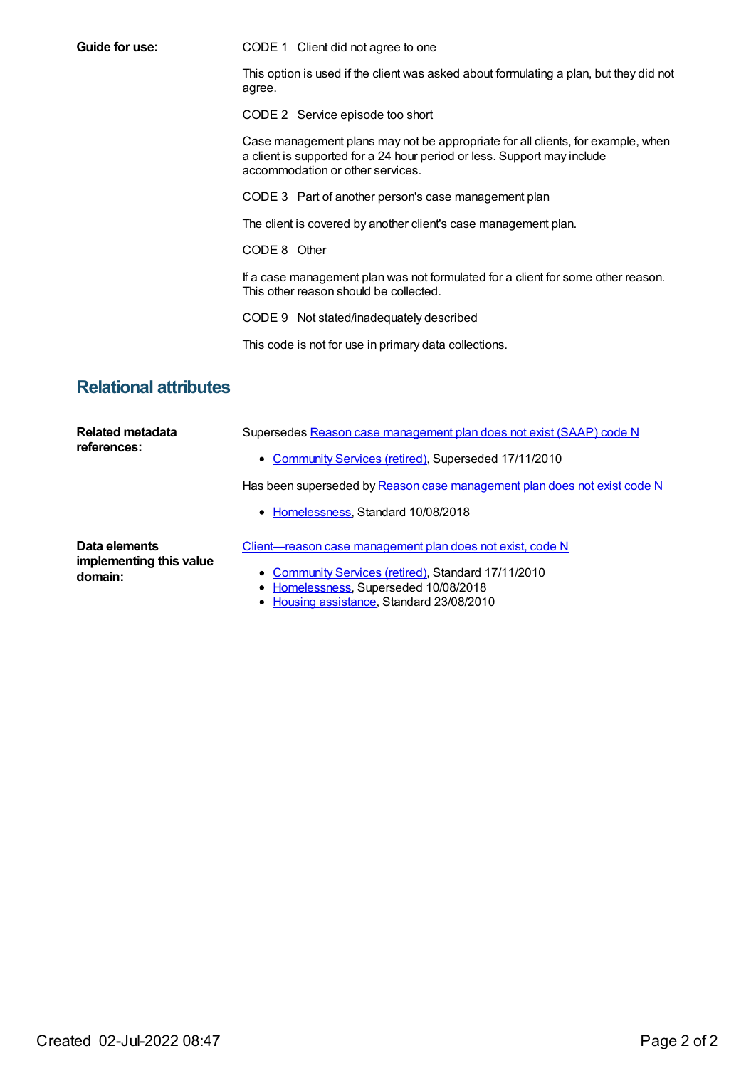**Guide for use:**

CODE 1 Client did not agree to one

This option is used if the client was asked about formulating a plan, but they did not agree.

CODE 2 Service episode too short

Case management plans may not be appropriate for all clients, for example, when a client is supported for a 24 hour period or less. Support may include accommodation or other services.

CODE 3 Part of another person's case management plan

The client is covered by another client's case management plan.

CODE 8 Other

If a case management plan was not formulated for a client for some other reason. This other reason should be collected.

CODE 9 Not stated/inadequately described

This code is not for use in primary data collections.

## Relational attributes

**Related metadata references:**

Supersedes Reason case management plan does not exist (SAAP) code N

- Community Services (retired), Superseded 17/11/2010

Has been superseded by Reason case management plan does not exist code N

- Homelessness, Standard 10/08/2018

**Data elements implementing this value domain:**

Client—reason case management plan does not exist, code N

- Community Services (retired), Standard 17/11/2010
- Homelessness, Superseded 10/08/2018
- Housing assistance, Standard 23/08/2010